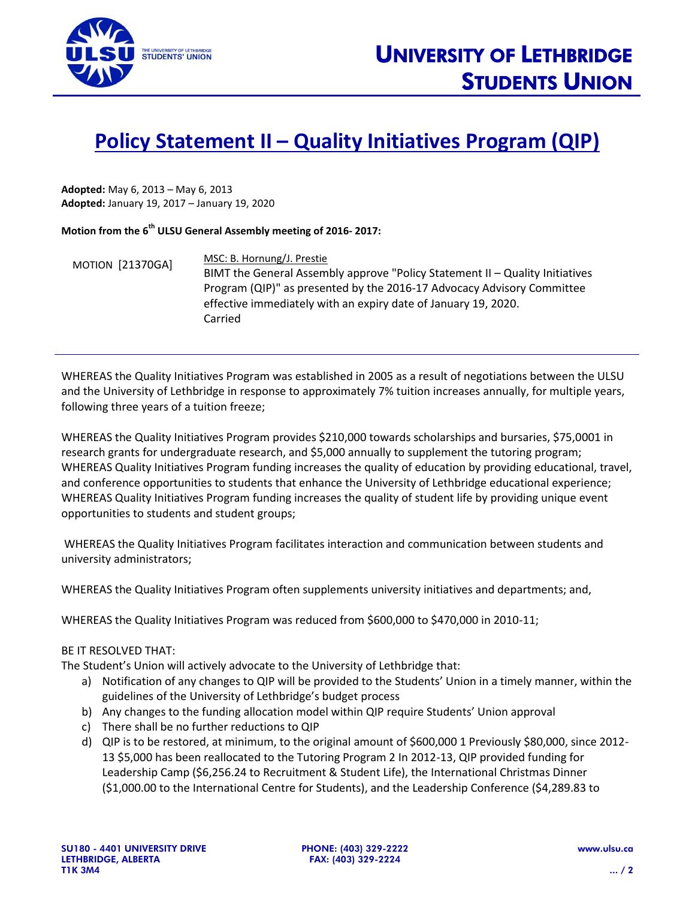# UNIVERSITY OF LETHBRIDGE STUDENTS UNION

## Policy Statement II – Quality Initiatives Program (QIP)

**Adopted:** May 6, 2013 – May 6, 2013
**Adopted:** January 19, 2017 – January 19, 2020

**Motion from the 6th ULSU General Assembly meeting of 2016- 2017:**

MOTION [21370GA] MSC: B. Hornung/J. Prestie
BIMT the General Assembly approve "Policy Statement II – Quality Initiatives Program (QIP)" as presented by the 2016-17 Advocacy Advisory Committee effective immediately with an expiry date of January 19, 2020.
Carried

---

WHEREAS the Quality Initiatives Program was established in 2005 as a result of negotiations between the ULSU and the University of Lethbridge in response to approximately 7% tuition increases annually, for multiple years, following three years of a tuition freeze;

WHEREAS the Quality Initiatives Program provides $210,000 towards scholarships and bursaries, $75,0001 in research grants for undergraduate research, and $5,000 annually to supplement the tutoring program;
WHEREAS Quality Initiatives Program funding increases the quality of education by providing educational, travel, and conference opportunities to students that enhance the University of Lethbridge educational experience;
WHEREAS Quality Initiatives Program funding increases the quality of student life by providing unique event opportunities to students and student groups;

WHEREAS the Quality Initiatives Program facilitates interaction and communication between students and university administrators;

WHEREAS the Quality Initiatives Program often supplements university initiatives and departments; and,

WHEREAS the Quality Initiatives Program was reduced from $600,000 to $470,000 in 2010-11;

BE IT RESOLVED THAT:
The Student's Union will actively advocate to the University of Lethbridge that:

a) Notification of any changes to QIP will be provided to the Students' Union in a timely manner, within the guidelines of the University of Lethbridge's budget process
b) Any changes to the funding allocation model within QIP require Students' Union approval
c) There shall be no further reductions to QIP
d) QIP is to be restored, at minimum, to the original amount of $600,000 1 Previously $80,000, since 2012-13 $5,000 has been reallocated to the Tutoring Program 2 In 2012-13, QIP provided funding for Leadership Camp ($6,256.24 to Recruitment & Student Life), the International Christmas Dinner ($1,000.00 to the International Centre for Students), and the Leadership Conference ($4,289.83 to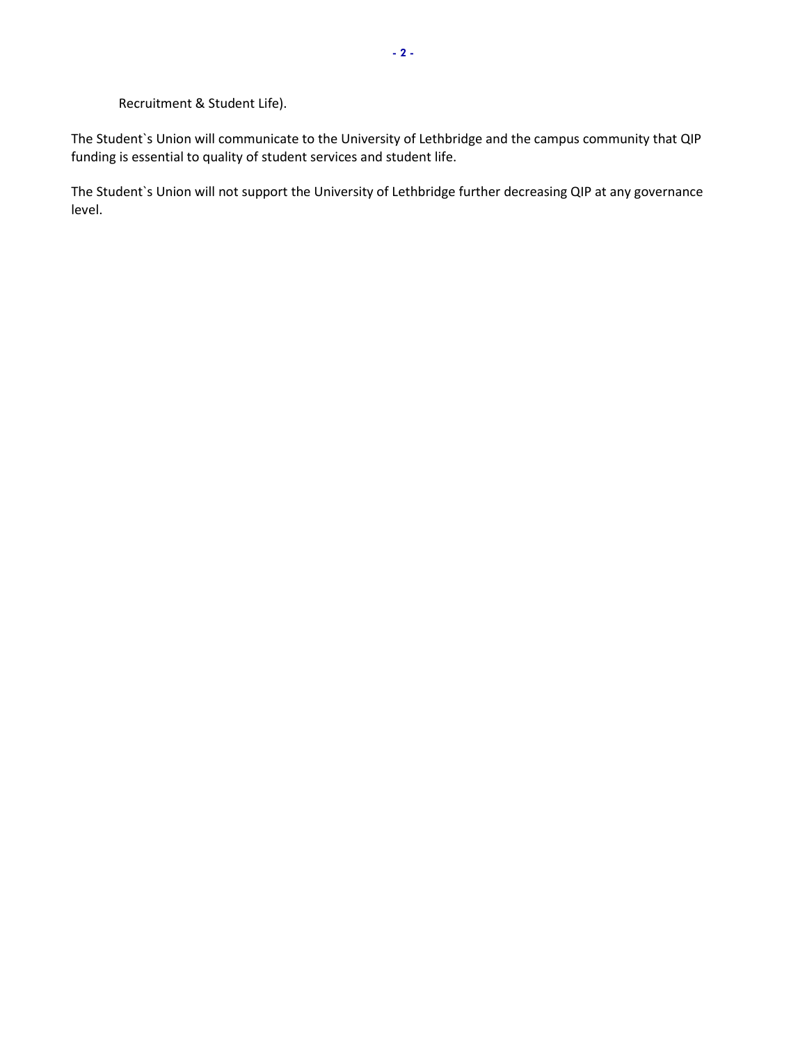Recruitment & Student Life).

The Student`s Union will communicate to the University of Lethbridge and the campus community that QIP funding is essential to quality of student services and student life.

The Student`s Union will not support the University of Lethbridge further decreasing QIP at any governance level.